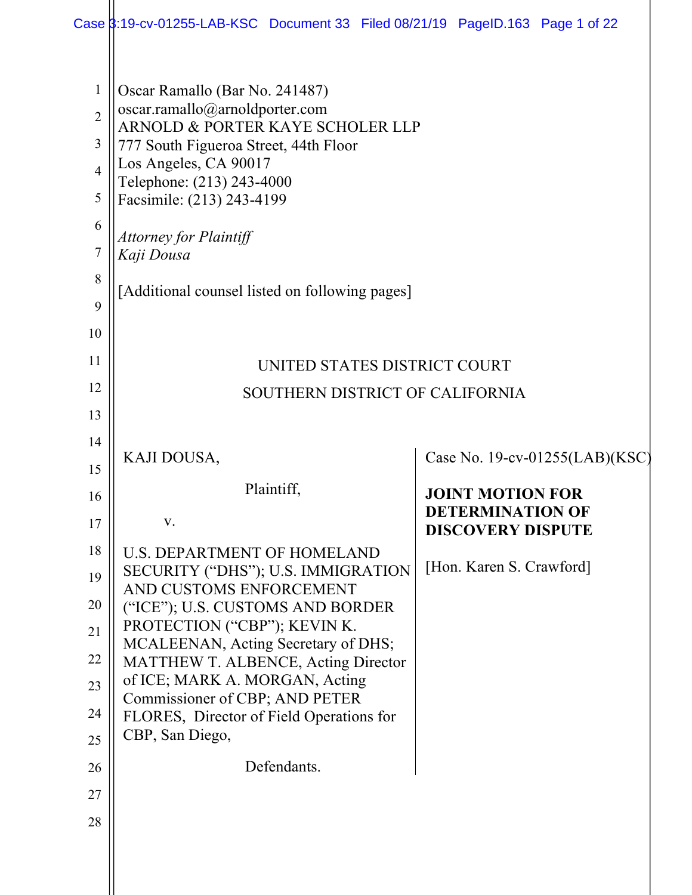Oscar Ramallo (Bar No. 241487)
oscar.ramallo@arnoldporter.com
ARNOLD & PORTER KAYE SCHOLER LLP
777 South Figueroa Street, 44th Floor
Los Angeles, CA 90017
Telephone: (213) 243-4000
Facsimile: (213) 243-4199

*Attorney for Plaintiff*
*Kaji Dousa*

[Additional counsel listed on following pages]

UNITED STATES DISTRICT COURT
SOUTHERN DISTRICT OF CALIFORNIA

KAJI DOUSA,

Plaintiff,

v.

U.S. DEPARTMENT OF HOMELAND SECURITY ("DHS"); U.S. IMMIGRATION AND CUSTOMS ENFORCEMENT ("ICE"); U.S. CUSTOMS AND BORDER PROTECTION ("CBP"); KEVIN K. MCALEENAN, Acting Secretary of DHS; MATTHEW T. ALBENCE, Acting Director of ICE; MARK A. MORGAN, Acting Commissioner of CBP; AND PETER FLORES, Director of Field Operations for CBP, San Diego,

Defendants.

Case No. 19-cv-01255(LAB)(KSC)

**JOINT MOTION FOR DETERMINATION OF DISCOVERY DISPUTE**

[Hon. Karen S. Crawford]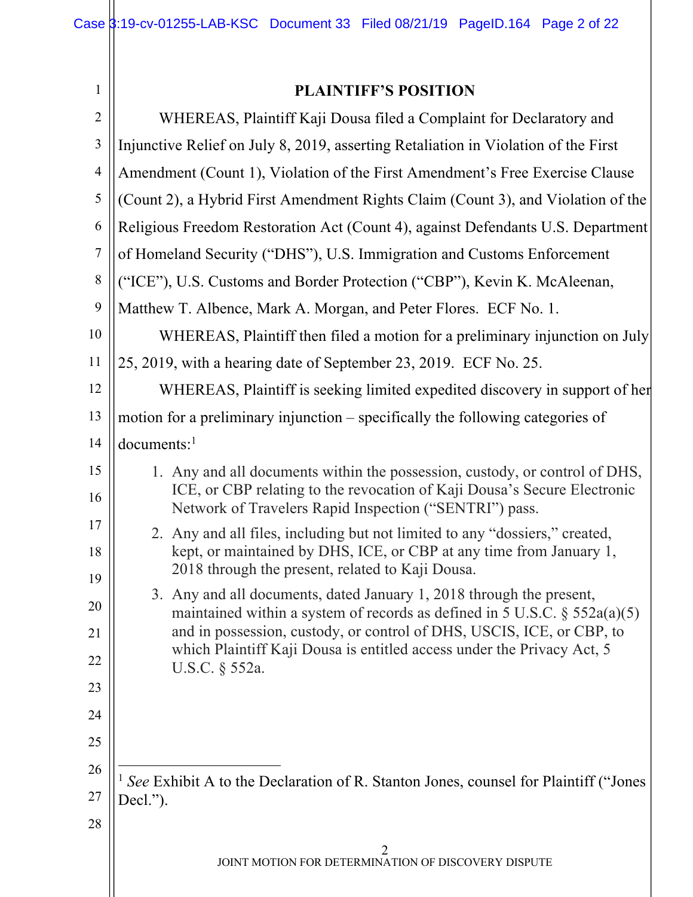## PLAINTIFF'S POSITION

WHEREAS, Plaintiff Kaji Dousa filed a Complaint for Declaratory and Injunctive Relief on July 8, 2019, asserting Retaliation in Violation of the First Amendment (Count 1), Violation of the First Amendment's Free Exercise Clause (Count 2), a Hybrid First Amendment Rights Claim (Count 3), and Violation of the Religious Freedom Restoration Act (Count 4), against Defendants U.S. Department of Homeland Security ("DHS"), U.S. Immigration and Customs Enforcement ("ICE"), U.S. Customs and Border Protection ("CBP"), Kevin K. McAleenan, Matthew T. Albence, Mark A. Morgan, and Peter Flores. ECF No. 1.

WHEREAS, Plaintiff then filed a motion for a preliminary injunction on July 25, 2019, with a hearing date of September 23, 2019. ECF No. 25.

WHEREAS, Plaintiff is seeking limited expedited discovery in support of her motion for a preliminary injunction – specifically the following categories of documents:[1]

1. Any and all documents within the possession, custody, or control of DHS, ICE, or CBP relating to the revocation of Kaji Dousa's Secure Electronic Network of Travelers Rapid Inspection ("SENTRI") pass.
2. Any and all files, including but not limited to any "dossiers," created, kept, or maintained by DHS, ICE, or CBP at any time from January 1, 2018 through the present, related to Kaji Dousa.
3. Any and all documents, dated January 1, 2018 through the present, maintained within a system of records as defined in 5 U.S.C. § 552a(a)(5) and in possession, custody, or control of DHS, USCIS, ICE, or CBP, to which Plaintiff Kaji Dousa is entitled access under the Privacy Act, 5 U.S.C. § 552a.

---

[1] *See* Exhibit A to the Declaration of R. Stanton Jones, counsel for Plaintiff ("Jones Decl.").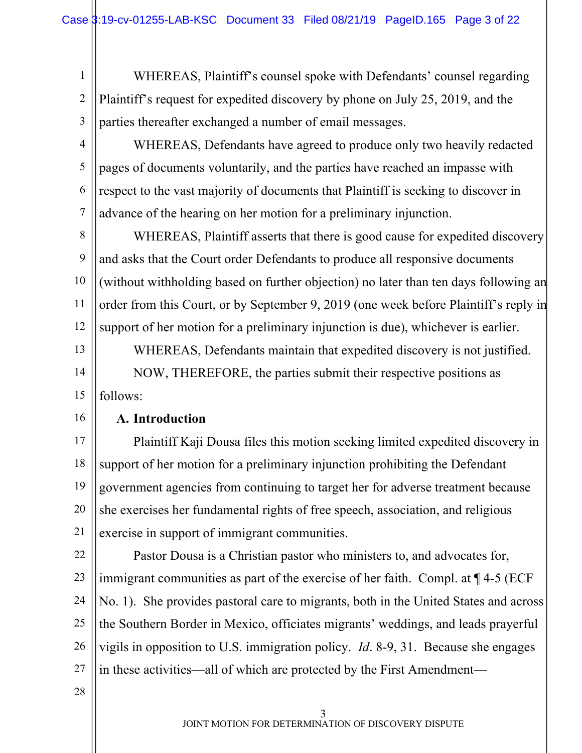WHEREAS, Plaintiff's counsel spoke with Defendants' counsel regarding Plaintiff's request for expedited discovery by phone on July 25, 2019, and the parties thereafter exchanged a number of email messages.

WHEREAS, Defendants have agreed to produce only two heavily redacted pages of documents voluntarily, and the parties have reached an impasse with respect to the vast majority of documents that Plaintiff is seeking to discover in advance of the hearing on her motion for a preliminary injunction.

WHEREAS, Plaintiff asserts that there is good cause for expedited discovery and asks that the Court order Defendants to produce all responsive documents (without withholding based on further objection) no later than ten days following an order from this Court, or by September 9, 2019 (one week before Plaintiff's reply in support of her motion for a preliminary injunction is due), whichever is earlier.

WHEREAS, Defendants maintain that expedited discovery is not justified.

NOW, THEREFORE, the parties submit their respective positions as follows:

**A. Introduction**

Plaintiff Kaji Dousa files this motion seeking limited expedited discovery in support of her motion for a preliminary injunction prohibiting the Defendant government agencies from continuing to target her for adverse treatment because she exercises her fundamental rights of free speech, association, and religious exercise in support of immigrant communities.

Pastor Dousa is a Christian pastor who ministers to, and advocates for, immigrant communities as part of the exercise of her faith. Compl. at ¶ 4-5 (ECF No. 1). She provides pastoral care to migrants, both in the United States and across the Southern Border in Mexico, officiates migrants' weddings, and leads prayerful vigils in opposition to U.S. immigration policy. *Id*. 8-9, 31. Because she engages in these activities—all of which are protected by the First Amendment—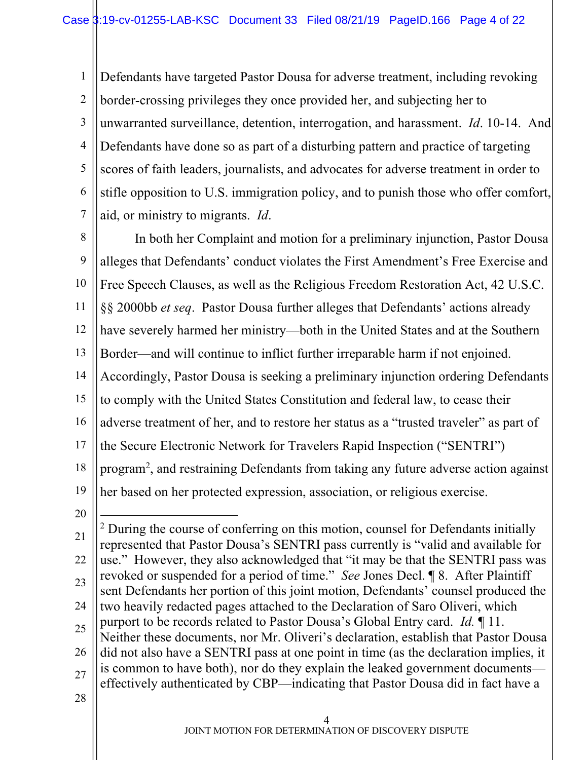Defendants have targeted Pastor Dousa for adverse treatment, including revoking border-crossing privileges they once provided her, and subjecting her to unwarranted surveillance, detention, interrogation, and harassment. *Id*. 10-14. And Defendants have done so as part of a disturbing pattern and practice of targeting scores of faith leaders, journalists, and advocates for adverse treatment in order to stifle opposition to U.S. immigration policy, and to punish those who offer comfort, aid, or ministry to migrants. *Id*.

In both her Complaint and motion for a preliminary injunction, Pastor Dousa alleges that Defendants' conduct violates the First Amendment's Free Exercise and Free Speech Clauses, as well as the Religious Freedom Restoration Act, 42 U.S.C. §§ 2000bb *et seq*. Pastor Dousa further alleges that Defendants' actions already have severely harmed her ministry—both in the United States and at the Southern Border—and will continue to inflict further irreparable harm if not enjoined. Accordingly, Pastor Dousa is seeking a preliminary injunction ordering Defendants to comply with the United States Constitution and federal law, to cease their adverse treatment of her, and to restore her status as a "trusted traveler" as part of the Secure Electronic Network for Travelers Rapid Inspection ("SENTRI") program[2], and restraining Defendants from taking any future adverse action against her based on her protected expression, association, or religious exercise.

---

[2] During the course of conferring on this motion, counsel for Defendants initially represented that Pastor Dousa's SENTRI pass currently is "valid and available for use." However, they also acknowledged that "it may be that the SENTRI pass was revoked or suspended for a period of time." *See* Jones Decl. ¶ 8. After Plaintiff sent Defendants her portion of this joint motion, Defendants' counsel produced the two heavily redacted pages attached to the Declaration of Saro Oliveri, which purport to be records related to Pastor Dousa's Global Entry card. *Id.* ¶ 11. Neither these documents, nor Mr. Oliveri's declaration, establish that Pastor Dousa did not also have a SENTRI pass at one point in time (as the declaration implies, it is common to have both), nor do they explain the leaked government documents—effectively authenticated by CBP—indicating that Pastor Dousa did in fact have a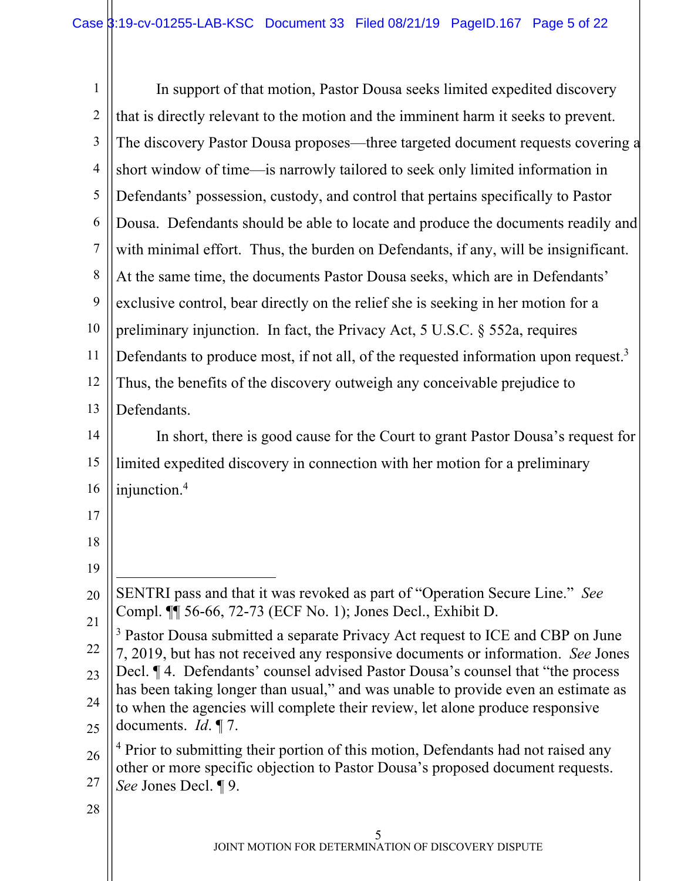In support of that motion, Pastor Dousa seeks limited expedited discovery that is directly relevant to the motion and the imminent harm it seeks to prevent. The discovery Pastor Dousa proposes—three targeted document requests covering a short window of time—is narrowly tailored to seek only limited information in Defendants' possession, custody, and control that pertains specifically to Pastor Dousa. Defendants should be able to locate and produce the documents readily and with minimal effort. Thus, the burden on Defendants, if any, will be insignificant. At the same time, the documents Pastor Dousa seeks, which are in Defendants' exclusive control, bear directly on the relief she is seeking in her motion for a preliminary injunction. In fact, the Privacy Act, 5 U.S.C. § 552a, requires Defendants to produce most, if not all, of the requested information upon request.[3] Thus, the benefits of the discovery outweigh any conceivable prejudice to Defendants.

In short, there is good cause for the Court to grant Pastor Dousa's request for limited expedited discovery in connection with her motion for a preliminary injunction.[4]

---

SENTRI pass and that it was revoked as part of "Operation Secure Line." *See* Compl. ¶¶ 56-66, 72-73 (ECF No. 1); Jones Decl., Exhibit D.

[3] Pastor Dousa submitted a separate Privacy Act request to ICE and CBP on June 7, 2019, but has not received any responsive documents or information. *See* Jones Decl. ¶ 4. Defendants' counsel advised Pastor Dousa's counsel that "the process has been taking longer than usual," and was unable to provide even an estimate as to when the agencies will complete their review, let alone produce responsive documents. *Id.* ¶ 7.

[4] Prior to submitting their portion of this motion, Defendants had not raised any other or more specific objection to Pastor Dousa's proposed document requests. *See* Jones Decl. ¶ 9.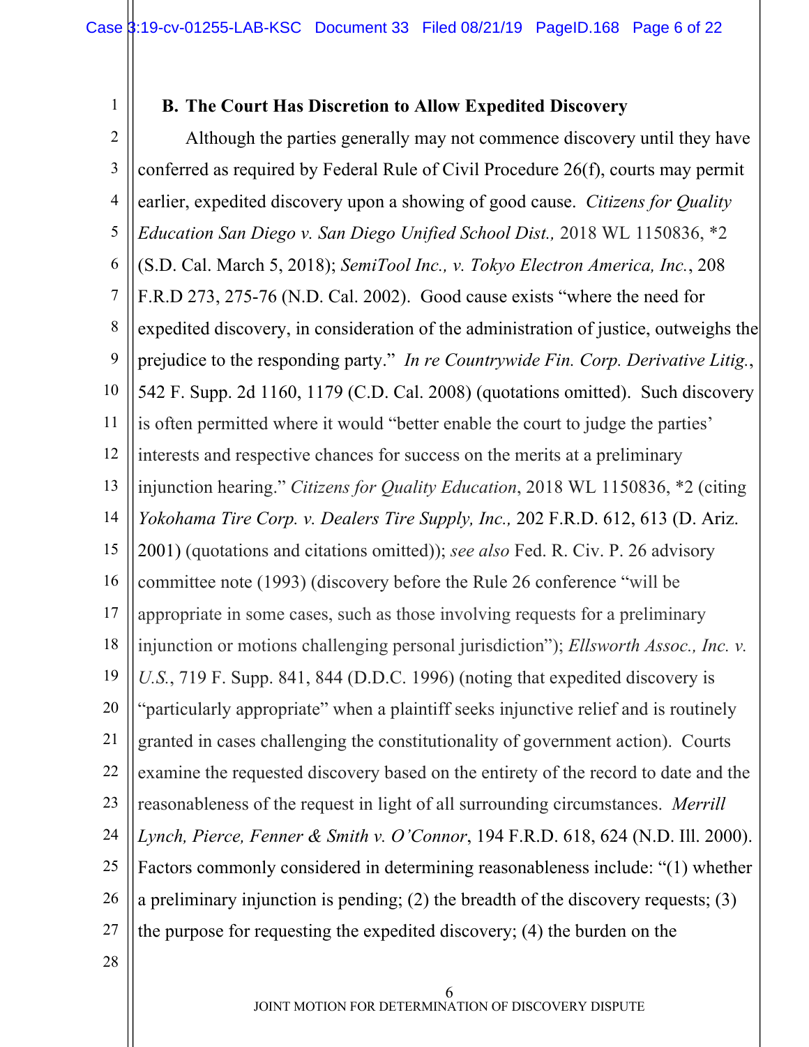### B. The Court Has Discretion to Allow Expedited Discovery

Although the parties generally may not commence discovery until they have conferred as required by Federal Rule of Civil Procedure 26(f), courts may permit earlier, expedited discovery upon a showing of good cause. *Citizens for Quality Education San Diego v. San Diego Unified School Dist.,* 2018 WL 1150836, *2 (S.D. Cal. March 5, 2018); *SemiTool Inc., v. Tokyo Electron America, Inc.*, 208 F.R.D 273, 275-76 (N.D. Cal. 2002). Good cause exists "where the need for expedited discovery, in consideration of the administration of justice, outweighs the prejudice to the responding party." *In re Countrywide Fin. Corp. Derivative Litig.*, 542 F. Supp. 2d 1160, 1179 (C.D. Cal. 2008) (quotations omitted). Such discovery is often permitted where it would "better enable the court to judge the parties' interests and respective chances for success on the merits at a preliminary injunction hearing." *Citizens for Quality Education*, 2018 WL 1150836, *2 (citing *Yokohama Tire Corp. v. Dealers Tire Supply, Inc.,* 202 F.R.D. 612, 613 (D. Ariz. 2001) (quotations and citations omitted)); *see also* Fed. R. Civ. P. 26 advisory committee note (1993) (discovery before the Rule 26 conference "will be appropriate in some cases, such as those involving requests for a preliminary injunction or motions challenging personal jurisdiction"); *Ellsworth Assoc., Inc. v. U.S.*, 719 F. Supp. 841, 844 (D.D.C. 1996) (noting that expedited discovery is "particularly appropriate" when a plaintiff seeks injunctive relief and is routinely granted in cases challenging the constitutionality of government action). Courts examine the requested discovery based on the entirety of the record to date and the reasonableness of the request in light of all surrounding circumstances. *Merrill Lynch, Pierce, Fenner & Smith v. O'Connor*, 194 F.R.D. 618, 624 (N.D. Ill. 2000). Factors commonly considered in determining reasonableness include: "(1) whether a preliminary injunction is pending; (2) the breadth of the discovery requests; (3) the purpose for requesting the expedited discovery; (4) the burden on the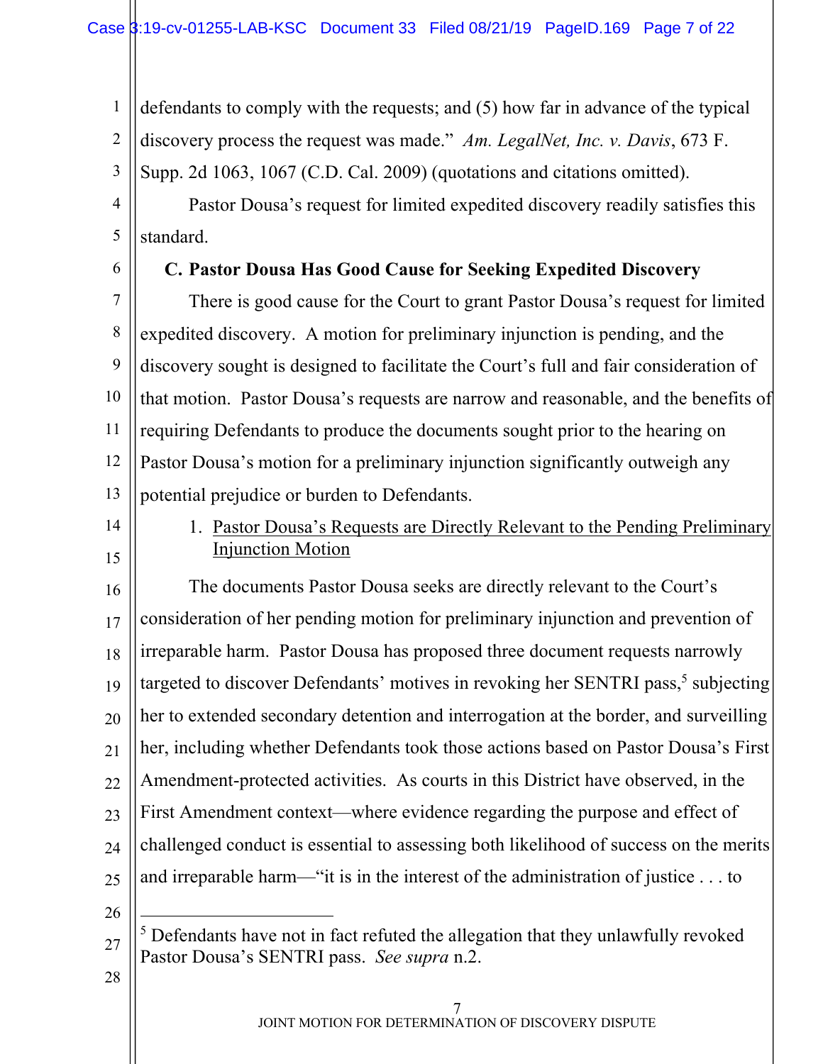defendants to comply with the requests; and (5) how far in advance of the typical discovery process the request was made." *Am. LegalNet, Inc. v. Davis*, 673 F. Supp. 2d 1063, 1067 (C.D. Cal. 2009) (quotations and citations omitted).

Pastor Dousa's request for limited expedited discovery readily satisfies this standard.

### C. Pastor Dousa Has Good Cause for Seeking Expedited Discovery

There is good cause for the Court to grant Pastor Dousa's request for limited expedited discovery. A motion for preliminary injunction is pending, and the discovery sought is designed to facilitate the Court's full and fair consideration of that motion. Pastor Dousa's requests are narrow and reasonable, and the benefits of requiring Defendants to produce the documents sought prior to the hearing on Pastor Dousa's motion for a preliminary injunction significantly outweigh any potential prejudice or burden to Defendants.

1. Pastor Dousa's Requests are Directly Relevant to the Pending Preliminary Injunction Motion

The documents Pastor Dousa seeks are directly relevant to the Court's consideration of her pending motion for preliminary injunction and prevention of irreparable harm. Pastor Dousa has proposed three document requests narrowly targeted to discover Defendants' motives in revoking her SENTRI pass,[5] subjecting her to extended secondary detention and interrogation at the border, and surveilling her, including whether Defendants took those actions based on Pastor Dousa's First Amendment-protected activities. As courts in this District have observed, in the First Amendment context—where evidence regarding the purpose and effect of challenged conduct is essential to assessing both likelihood of success on the merits and irreparable harm—"it is in the interest of the administration of justice . . . to

[5] Defendants have not in fact refuted the allegation that they unlawfully revoked Pastor Dousa's SENTRI pass. *See supra* n.2.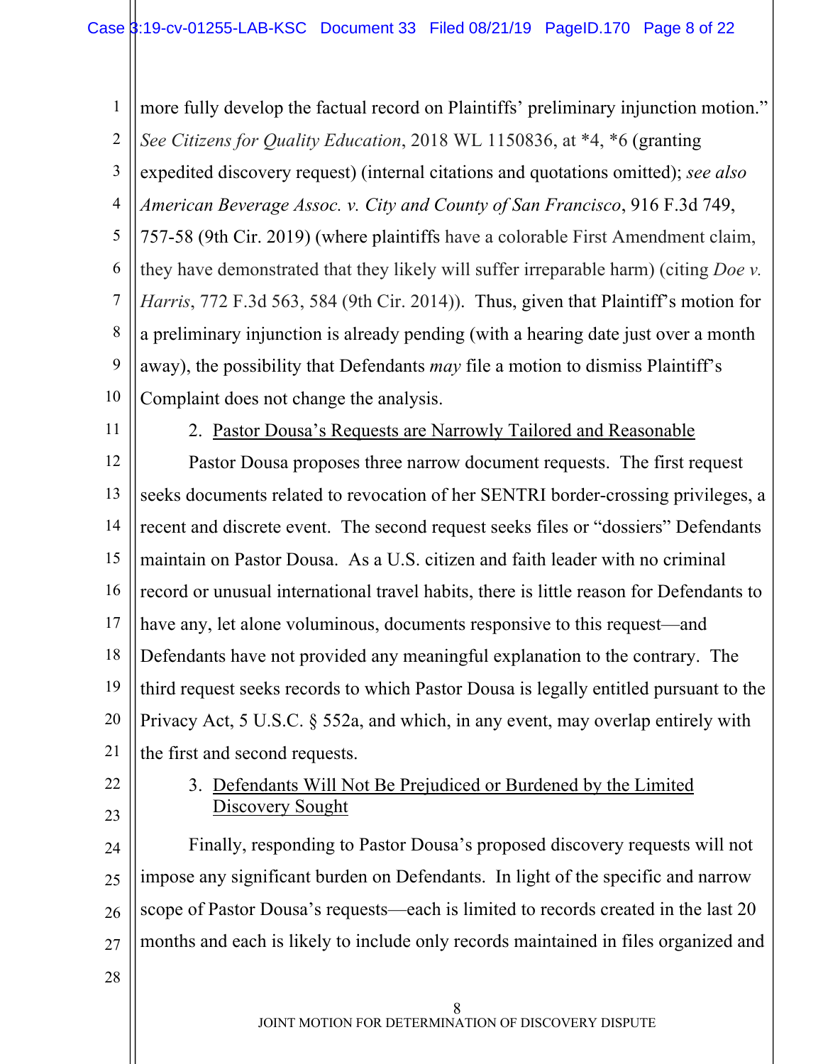more fully develop the factual record on Plaintiffs' preliminary injunction motion." *See Citizens for Quality Education*, 2018 WL 1150836, at *4, *6 (granting expedited discovery request) (internal citations and quotations omitted); *see also American Beverage Assoc. v. City and County of San Francisco*, 916 F.3d 749, 757-58 (9th Cir. 2019) (where plaintiffs have a colorable First Amendment claim, they have demonstrated that they likely will suffer irreparable harm) (citing *Doe v. Harris*, 772 F.3d 563, 584 (9th Cir. 2014)). Thus, given that Plaintiff's motion for a preliminary injunction is already pending (with a hearing date just over a month away), the possibility that Defendants *may* file a motion to dismiss Plaintiff's Complaint does not change the analysis.

2. Pastor Dousa's Requests are Narrowly Tailored and Reasonable

Pastor Dousa proposes three narrow document requests. The first request seeks documents related to revocation of her SENTRI border-crossing privileges, a recent and discrete event. The second request seeks files or "dossiers" Defendants maintain on Pastor Dousa. As a U.S. citizen and faith leader with no criminal record or unusual international travel habits, there is little reason for Defendants to have any, let alone voluminous, documents responsive to this request—and Defendants have not provided any meaningful explanation to the contrary. The third request seeks records to which Pastor Dousa is legally entitled pursuant to the Privacy Act, 5 U.S.C. § 552a, and which, in any event, may overlap entirely with the first and second requests.

3. Defendants Will Not Be Prejudiced or Burdened by the Limited Discovery Sought

Finally, responding to Pastor Dousa's proposed discovery requests will not impose any significant burden on Defendants. In light of the specific and narrow scope of Pastor Dousa's requests—each is limited to records created in the last 20 months and each is likely to include only records maintained in files organized and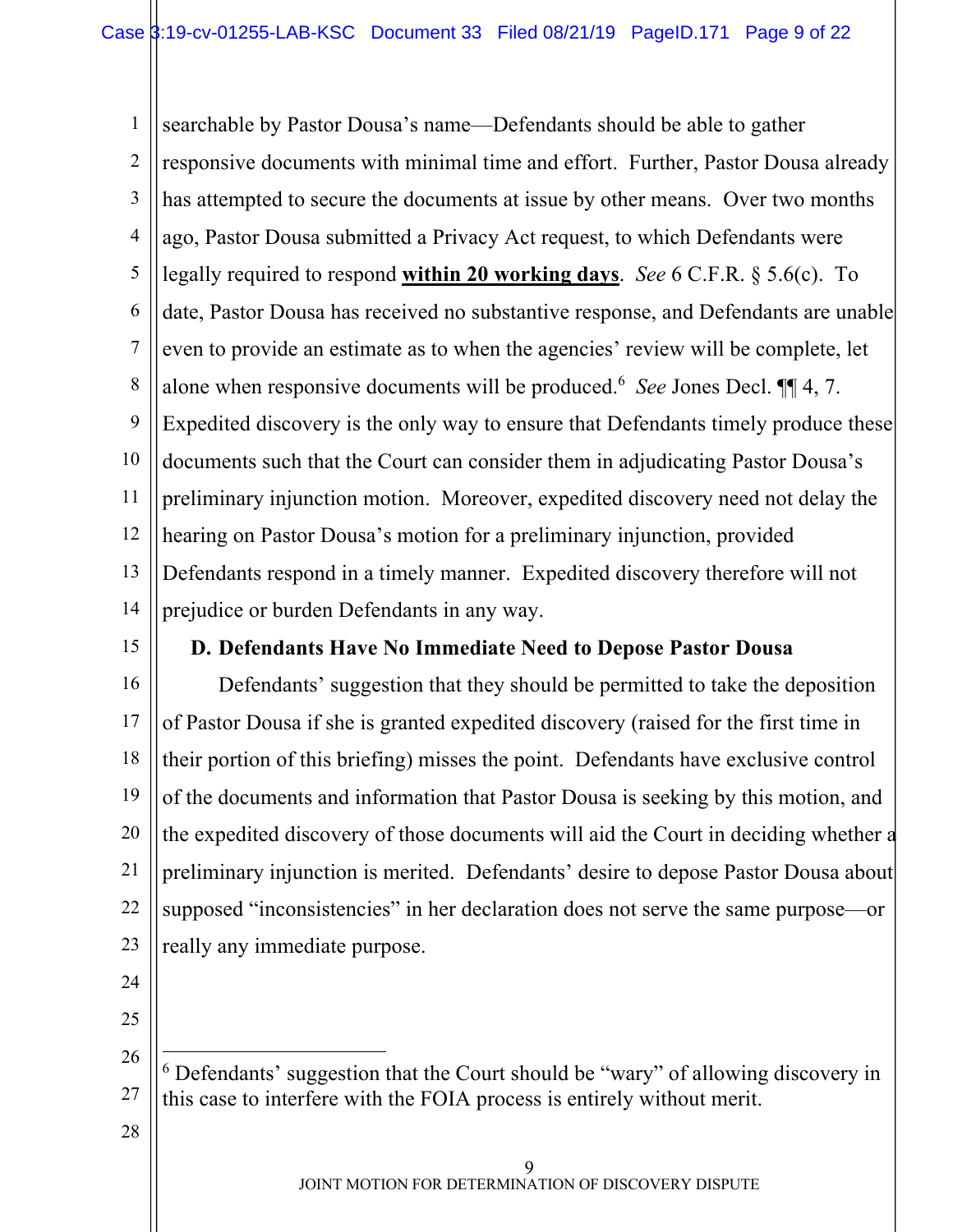searchable by Pastor Dousa's name—Defendants should be able to gather responsive documents with minimal time and effort. Further, Pastor Dousa already has attempted to secure the documents at issue by other means. Over two months ago, Pastor Dousa submitted a Privacy Act request, to which Defendants were legally required to respond **within 20 working days**. *See* 6 C.F.R. § 5.6(c). To date, Pastor Dousa has received no substantive response, and Defendants are unable even to provide an estimate as to when the agencies' review will be complete, let alone when responsive documents will be produced.[6] *See* Jones Decl. ¶¶ 4, 7. Expedited discovery is the only way to ensure that Defendants timely produce these documents such that the Court can consider them in adjudicating Pastor Dousa's preliminary injunction motion. Moreover, expedited discovery need not delay the hearing on Pastor Dousa's motion for a preliminary injunction, provided Defendants respond in a timely manner. Expedited discovery therefore will not prejudice or burden Defendants in any way.

**D. Defendants Have No Immediate Need to Depose Pastor Dousa**

Defendants' suggestion that they should be permitted to take the deposition of Pastor Dousa if she is granted expedited discovery (raised for the first time in their portion of this briefing) misses the point. Defendants have exclusive control of the documents and information that Pastor Dousa is seeking by this motion, and the expedited discovery of those documents will aid the Court in deciding whether a preliminary injunction is merited. Defendants' desire to depose Pastor Dousa about supposed "inconsistencies" in her declaration does not serve the same purpose—or really any immediate purpose.

---

[6] Defendants' suggestion that the Court should be "wary" of allowing discovery in this case to interfere with the FOIA process is entirely without merit.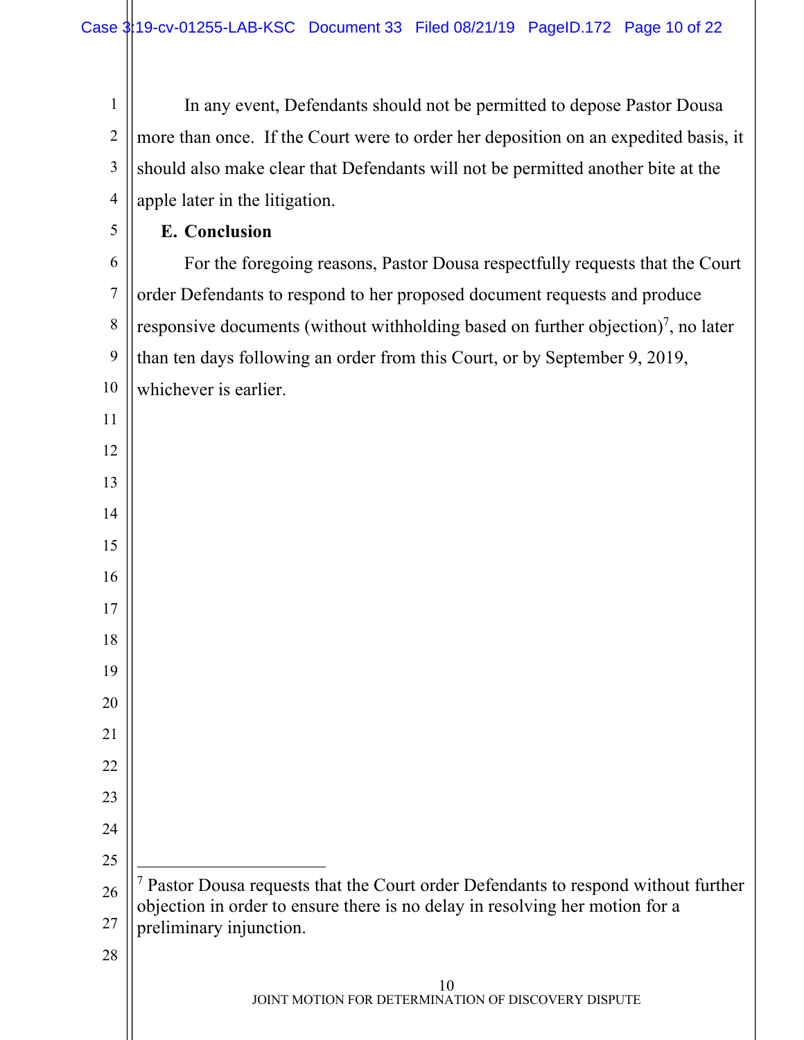In any event, Defendants should not be permitted to depose Pastor Dousa more than once. If the Court were to order her deposition on an expedited basis, it should also make clear that Defendants will not be permitted another bite at the apple later in the litigation.

### E. Conclusion

For the foregoing reasons, Pastor Dousa respectfully requests that the Court order Defendants to respond to her proposed document requests and produce responsive documents (without withholding based on further objection)[7], no later than ten days following an order from this Court, or by September 9, 2019, whichever is earlier.

---

[7] Pastor Dousa requests that the Court order Defendants to respond without further objection in order to ensure there is no delay in resolving her motion for a preliminary injunction.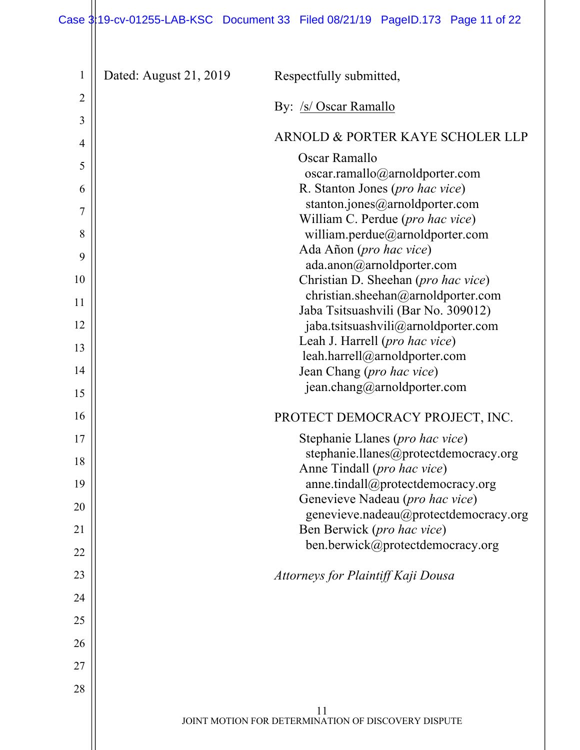Dated: August 21, 2019

Respectfully submitted,

By: /s/ Oscar Ramallo

ARNOLD & PORTER KAYE SCHOLER LLP

Oscar Ramallo
oscar.ramallo@arnoldporter.com
R. Stanton Jones (*pro hac vice*)
stanton.jones@arnoldporter.com
William C. Perdue (*pro hac vice*)
william.perdue@arnoldporter.com
Ada Añon (*pro hac vice*)
ada.anon@arnoldporter.com
Christian D. Sheehan (*pro hac vice*)
christian.sheehan@arnoldporter.com
Jaba Tsitsuashvili (Bar No. 309012)
jaba.tsitsuashvili@arnoldporter.com
Leah J. Harrell (*pro hac vice*)
leah.harrell@arnoldporter.com
Jean Chang (*pro hac vice*)
jean.chang@arnoldporter.com

PROTECT DEMOCRACY PROJECT, INC.

Stephanie Llanes (*pro hac vice*)
stephanie.llanes@protectdemocracy.org
Anne Tindall (*pro hac vice*)
anne.tindall@protectdemocracy.org
Genevieve Nadeau (*pro hac vice*)
genevieve.nadeau@protectdemocracy.org
Ben Berwick (*pro hac vice*)
ben.berwick@protectdemocracy.org

*Attorneys for Plaintiff Kaji Dousa*

JOINT MOTION FOR DETERMINATION OF DISCOVERY DISPUTE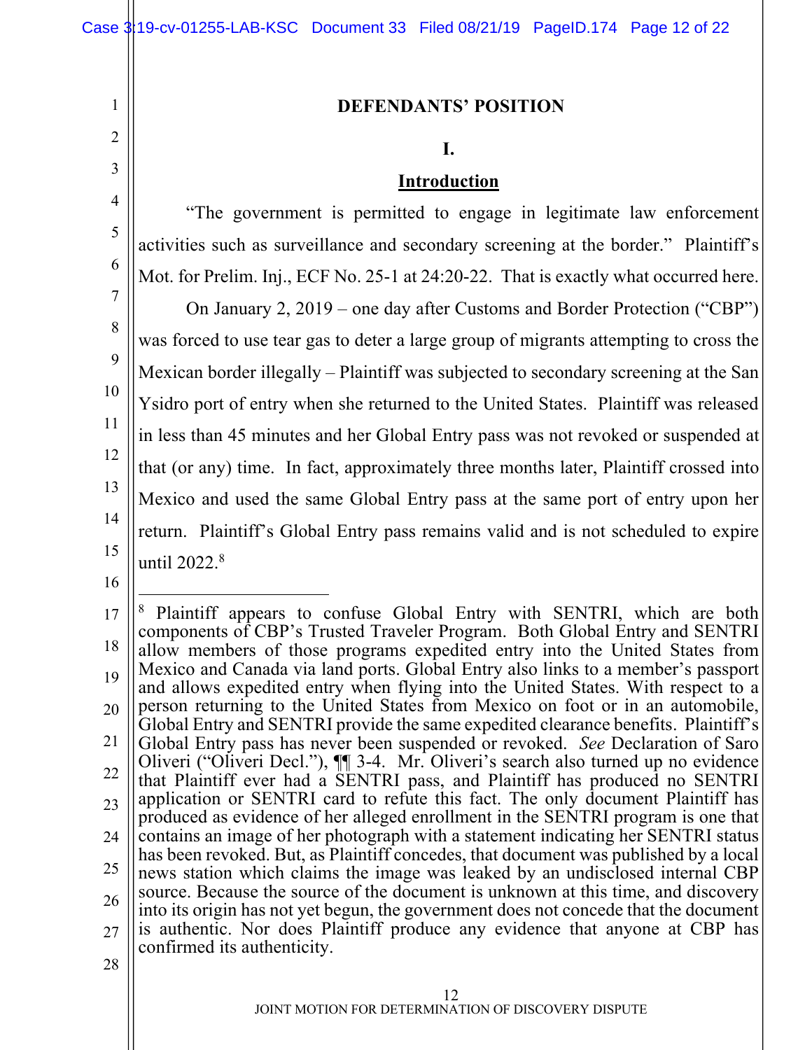**DEFENDANTS' POSITION**

**I.**

**Introduction**

"The government is permitted to engage in legitimate law enforcement activities such as surveillance and secondary screening at the border." Plaintiff's Mot. for Prelim. Inj., ECF No. 25-1 at 24:20-22. That is exactly what occurred here.

On January 2, 2019 – one day after Customs and Border Protection ("CBP") was forced to use tear gas to deter a large group of migrants attempting to cross the Mexican border illegally – Plaintiff was subjected to secondary screening at the San Ysidro port of entry when she returned to the United States. Plaintiff was released in less than 45 minutes and her Global Entry pass was not revoked or suspended at that (or any) time. In fact, approximately three months later, Plaintiff crossed into Mexico and used the same Global Entry pass at the same port of entry upon her return. Plaintiff's Global Entry pass remains valid and is not scheduled to expire until 2022.[8]

---

[8] Plaintiff appears to confuse Global Entry with SENTRI, which are both components of CBP's Trusted Traveler Program. Both Global Entry and SENTRI allow members of those programs expedited entry into the United States from Mexico and Canada via land ports. Global Entry also links to a member's passport and allows expedited entry when flying into the United States. With respect to a person returning to the United States from Mexico on foot or in an automobile, Global Entry and SENTRI provide the same expedited clearance benefits. Plaintiff's Global Entry pass has never been suspended or revoked. *See* Declaration of Saro Oliveri ("Oliveri Decl."), ¶¶ 3-4. Mr. Oliveri's search also turned up no evidence that Plaintiff ever had a SENTRI pass, and Plaintiff has produced no SENTRI application or SENTRI card to refute this fact. The only document Plaintiff has produced as evidence of her alleged enrollment in the SENTRI program is one that contains an image of her photograph with a statement indicating her SENTRI status has been revoked. But, as Plaintiff concedes, that document was published by a local news station which claims the image was leaked by an undisclosed internal CBP source. Because the source of the document is unknown at this time, and discovery into its origin has not yet begun, the government does not concede that the document is authentic. Nor does Plaintiff produce any evidence that anyone at CBP has confirmed its authenticity.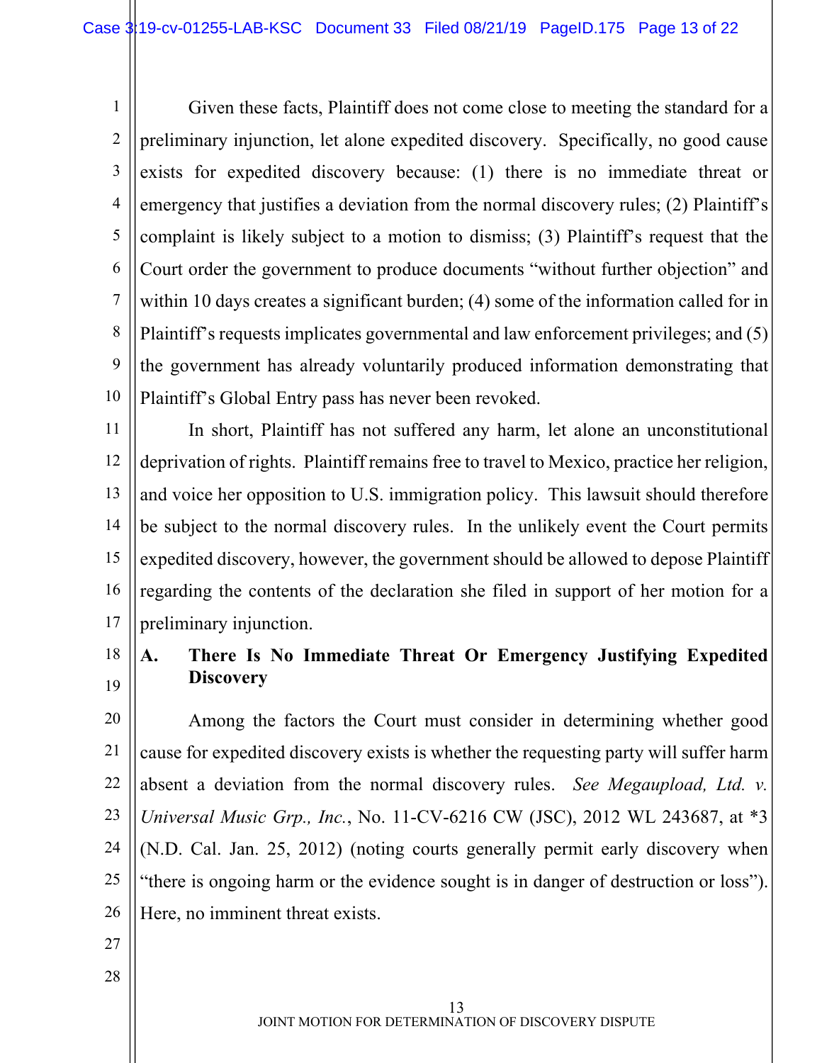Given these facts, Plaintiff does not come close to meeting the standard for a preliminary injunction, let alone expedited discovery. Specifically, no good cause exists for expedited discovery because: (1) there is no immediate threat or emergency that justifies a deviation from the normal discovery rules; (2) Plaintiff's complaint is likely subject to a motion to dismiss; (3) Plaintiff's request that the Court order the government to produce documents "without further objection" and within 10 days creates a significant burden; (4) some of the information called for in Plaintiff's requests implicates governmental and law enforcement privileges; and (5) the government has already voluntarily produced information demonstrating that Plaintiff's Global Entry pass has never been revoked.

In short, Plaintiff has not suffered any harm, let alone an unconstitutional deprivation of rights. Plaintiff remains free to travel to Mexico, practice her religion, and voice her opposition to U.S. immigration policy. This lawsuit should therefore be subject to the normal discovery rules. In the unlikely event the Court permits expedited discovery, however, the government should be allowed to depose Plaintiff regarding the contents of the declaration she filed in support of her motion for a preliminary injunction.

### A. There Is No Immediate Threat Or Emergency Justifying Expedited Discovery

Among the factors the Court must consider in determining whether good cause for expedited discovery exists is whether the requesting party will suffer harm absent a deviation from the normal discovery rules. *See Megaupload, Ltd. v. Universal Music Grp., Inc.*, No. 11-CV-6216 CW (JSC), 2012 WL 243687, at *3 (N.D. Cal. Jan. 25, 2012) (noting courts generally permit early discovery when "there is ongoing harm or the evidence sought is in danger of destruction or loss"). Here, no imminent threat exists.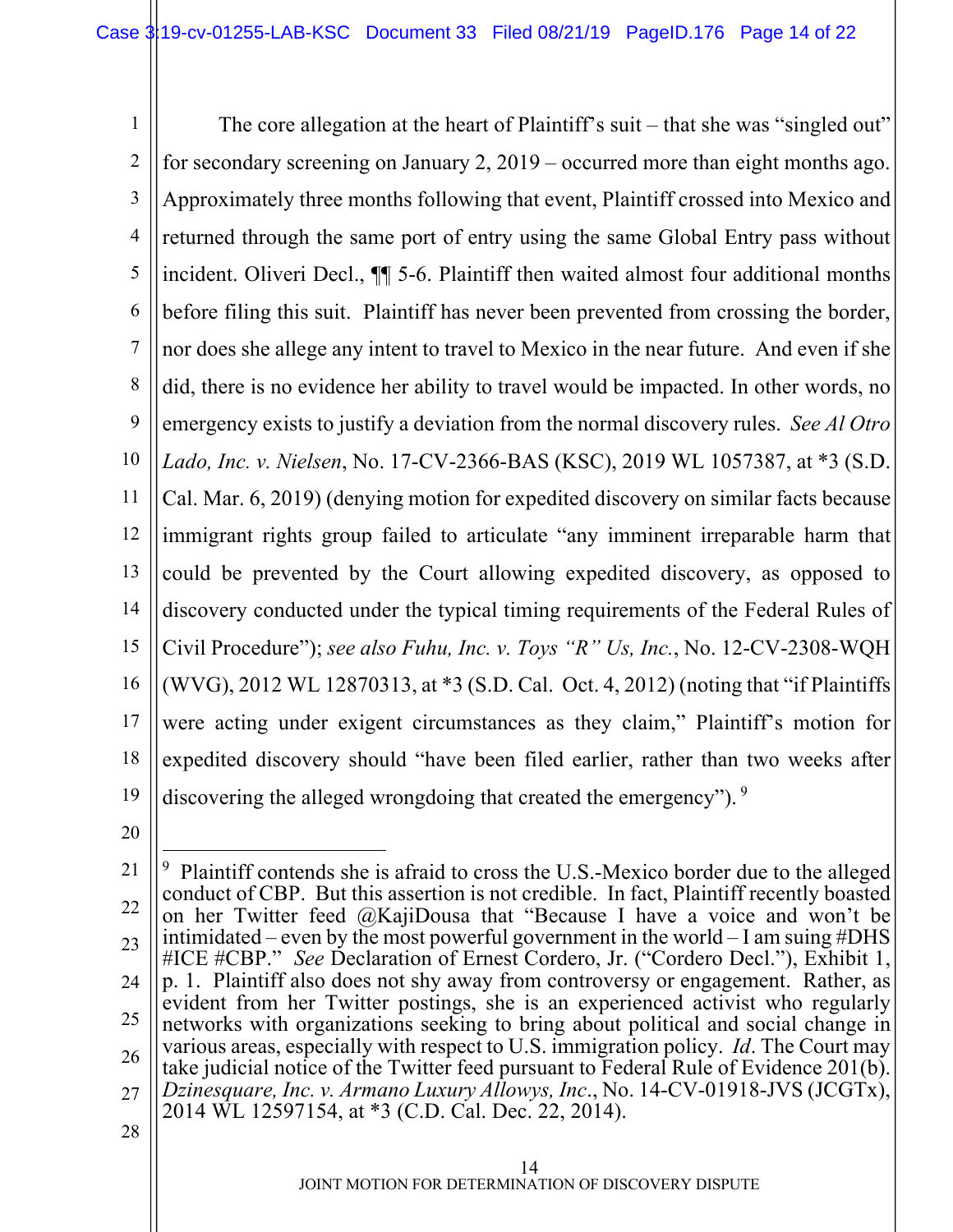The core allegation at the heart of Plaintiff's suit – that she was "singled out" for secondary screening on January 2, 2019 – occurred more than eight months ago. Approximately three months following that event, Plaintiff crossed into Mexico and returned through the same port of entry using the same Global Entry pass without incident. Oliveri Decl., ¶¶ 5-6. Plaintiff then waited almost four additional months before filing this suit. Plaintiff has never been prevented from crossing the border, nor does she allege any intent to travel to Mexico in the near future. And even if she did, there is no evidence her ability to travel would be impacted. In other words, no emergency exists to justify a deviation from the normal discovery rules. *See Al Otro Lado, Inc. v. Nielsen*, No. 17-CV-2366-BAS (KSC), 2019 WL 1057387, at *3 (S.D. Cal. Mar. 6, 2019) (denying motion for expedited discovery on similar facts because immigrant rights group failed to articulate "any imminent irreparable harm that could be prevented by the Court allowing expedited discovery, as opposed to discovery conducted under the typical timing requirements of the Federal Rules of Civil Procedure"); *see also Fuhu, Inc. v. Toys "R" Us, Inc.*, No. 12-CV-2308-WQH (WVG), 2012 WL 12870313, at *3 (S.D. Cal. Oct. 4, 2012) (noting that "if Plaintiffs were acting under exigent circumstances as they claim," Plaintiff's motion for expedited discovery should "have been filed earlier, rather than two weeks after discovering the alleged wrongdoing that created the emergency").[9]

---

[9] Plaintiff contends she is afraid to cross the U.S.-Mexico border due to the alleged conduct of CBP. But this assertion is not credible. In fact, Plaintiff recently boasted on her Twitter feed @KajiDousa that "Because I have a voice and won't be intimidated – even by the most powerful government in the world – I am suing #DHS #ICE #CBP." *See* Declaration of Ernest Cordero, Jr. ("Cordero Decl."), Exhibit 1, p. 1. Plaintiff also does not shy away from controversy or engagement. Rather, as evident from her Twitter postings, she is an experienced activist who regularly networks with organizations seeking to bring about political and social change in various areas, especially with respect to U.S. immigration policy. *Id*. The Court may take judicial notice of the Twitter feed pursuant to Federal Rule of Evidence 201(b). *Dzinesquare, Inc. v. Armano Luxury Allowys, Inc.*, No. 14-CV-01918-JVS (JCGTx), 2014 WL 12597154, at *3 (C.D. Cal. Dec. 22, 2014).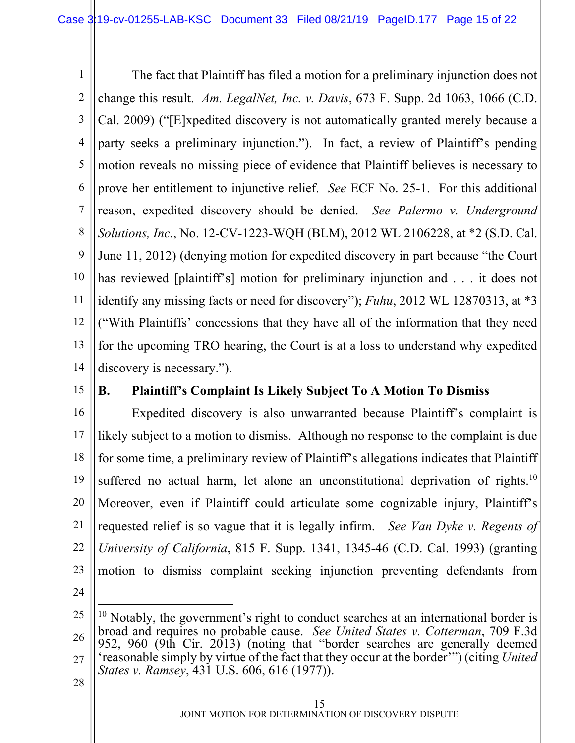The fact that Plaintiff has filed a motion for a preliminary injunction does not change this result. *Am. LegalNet, Inc. v. Davis*, 673 F. Supp. 2d 1063, 1066 (C.D. Cal. 2009) ("[E]xpedited discovery is not automatically granted merely because a party seeks a preliminary injunction."). In fact, a review of Plaintiff's pending motion reveals no missing piece of evidence that Plaintiff believes is necessary to prove her entitlement to injunctive relief. *See* ECF No. 25-1. For this additional reason, expedited discovery should be denied. *See Palermo v. Underground Solutions, Inc.*, No. 12-CV-1223-WQH (BLM), 2012 WL 2106228, at *2 (S.D. Cal. June 11, 2012) (denying motion for expedited discovery in part because "the Court has reviewed [plaintiff's] motion for preliminary injunction and . . . it does not identify any missing facts or need for discovery"); *Fuhu*, 2012 WL 12870313, at *3 ("With Plaintiffs' concessions that they have all of the information that they need for the upcoming TRO hearing, the Court is at a loss to understand why expedited discovery is necessary.").

**B. Plaintiff's Complaint Is Likely Subject To A Motion To Dismiss**

Expedited discovery is also unwarranted because Plaintiff's complaint is likely subject to a motion to dismiss. Although no response to the complaint is due for some time, a preliminary review of Plaintiff's allegations indicates that Plaintiff suffered no actual harm, let alone an unconstitutional deprivation of rights.[10] Moreover, even if Plaintiff could articulate some cognizable injury, Plaintiff's requested relief is so vague that it is legally infirm. *See Van Dyke v. Regents of University of California*, 815 F. Supp. 1341, 1345-46 (C.D. Cal. 1993) (granting motion to dismiss complaint seeking injunction preventing defendants from

---

[10] Notably, the government's right to conduct searches at an international border is broad and requires no probable cause. *See United States v. Cotterman*, 709 F.3d 952, 960 (9th Cir. 2013) (noting that "border searches are generally deemed 'reasonable simply by virtue of the fact that they occur at the border'") (citing *United States v. Ramsey*, 431 U.S. 606, 616 (1977)).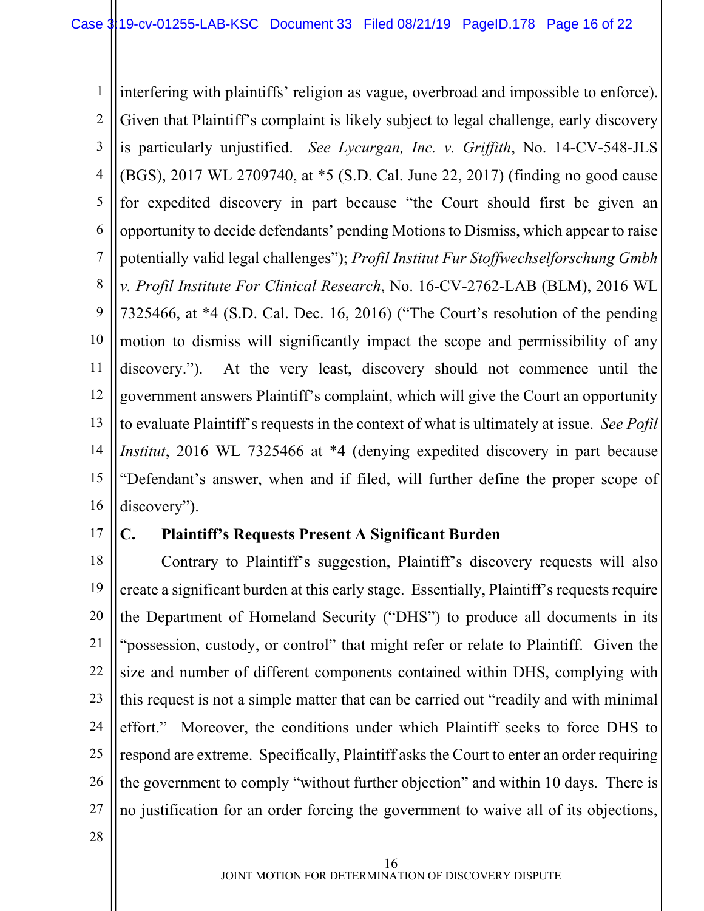interfering with plaintiffs' religion as vague, overbroad and impossible to enforce). Given that Plaintiff's complaint is likely subject to legal challenge, early discovery is particularly unjustified. *See Lycurgan, Inc. v. Griffith*, No. 14-CV-548-JLS (BGS), 2017 WL 2709740, at *5 (S.D. Cal. June 22, 2017) (finding no good cause for expedited discovery in part because "the Court should first be given an opportunity to decide defendants' pending Motions to Dismiss, which appear to raise potentially valid legal challenges"); *Profil Institut Fur Stoffwechselforschung Gmbh v. Profil Institute For Clinical Research*, No. 16-CV-2762-LAB (BLM), 2016 WL 7325466, at *4 (S.D. Cal. Dec. 16, 2016) ("The Court's resolution of the pending motion to dismiss will significantly impact the scope and permissibility of any discovery."). At the very least, discovery should not commence until the government answers Plaintiff's complaint, which will give the Court an opportunity to evaluate Plaintiff's requests in the context of what is ultimately at issue. *See Pofil Institut*, 2016 WL 7325466 at *4 (denying expedited discovery in part because "Defendant's answer, when and if filed, will further define the proper scope of discovery").

### C. Plaintiff's Requests Present A Significant Burden

Contrary to Plaintiff's suggestion, Plaintiff's discovery requests will also create a significant burden at this early stage. Essentially, Plaintiff's requests require the Department of Homeland Security ("DHS") to produce all documents in its "possession, custody, or control" that might refer or relate to Plaintiff. Given the size and number of different components contained within DHS, complying with this request is not a simple matter that can be carried out "readily and with minimal effort." Moreover, the conditions under which Plaintiff seeks to force DHS to respond are extreme. Specifically, Plaintiff asks the Court to enter an order requiring the government to comply "without further objection" and within 10 days. There is no justification for an order forcing the government to waive all of its objections,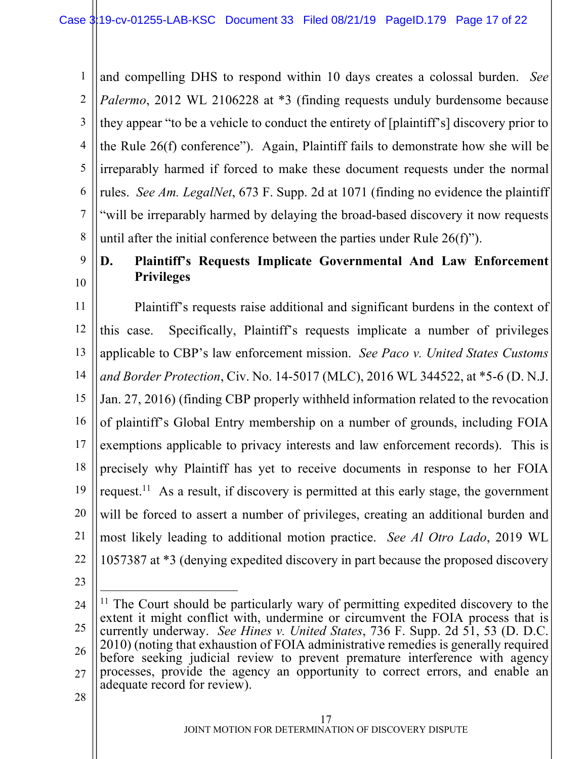and compelling DHS to respond within 10 days creates a colossal burden. *See Palermo*, 2012 WL 2106228 at *3 (finding requests unduly burdensome because they appear "to be a vehicle to conduct the entirety of [plaintiff's] discovery prior to the Rule 26(f) conference"). Again, Plaintiff fails to demonstrate how she will be irreparably harmed if forced to make these document requests under the normal rules. *See Am. LegalNet*, 673 F. Supp. 2d at 1071 (finding no evidence the plaintiff "will be irreparably harmed by delaying the broad-based discovery it now requests until after the initial conference between the parties under Rule 26(f)").

### D. Plaintiff's Requests Implicate Governmental And Law Enforcement Privileges

Plaintiff's requests raise additional and significant burdens in the context of this case. Specifically, Plaintiff's requests implicate a number of privileges applicable to CBP's law enforcement mission. *See Paco v. United States Customs and Border Protection*, Civ. No. 14-5017 (MLC), 2016 WL 344522, at *5-6 (D. N.J. Jan. 27, 2016) (finding CBP properly withheld information related to the revocation of plaintiff's Global Entry membership on a number of grounds, including FOIA exemptions applicable to privacy interests and law enforcement records). This is precisely why Plaintiff has yet to receive documents in response to her FOIA request.[11] As a result, if discovery is permitted at this early stage, the government will be forced to assert a number of privileges, creating an additional burden and most likely leading to additional motion practice. *See Al Otro Lado*, 2019 WL 1057387 at *3 (denying expedited discovery in part because the proposed discovery

---

[11] The Court should be particularly wary of permitting expedited discovery to the extent it might conflict with, undermine or circumvent the FOIA process that is currently underway. *See Hines v. United States*, 736 F. Supp. 2d 51, 53 (D. D.C. 2010) (noting that exhaustion of FOIA administrative remedies is generally required before seeking judicial review to prevent premature interference with agency processes, provide the agency an opportunity to correct errors, and enable an adequate record for review).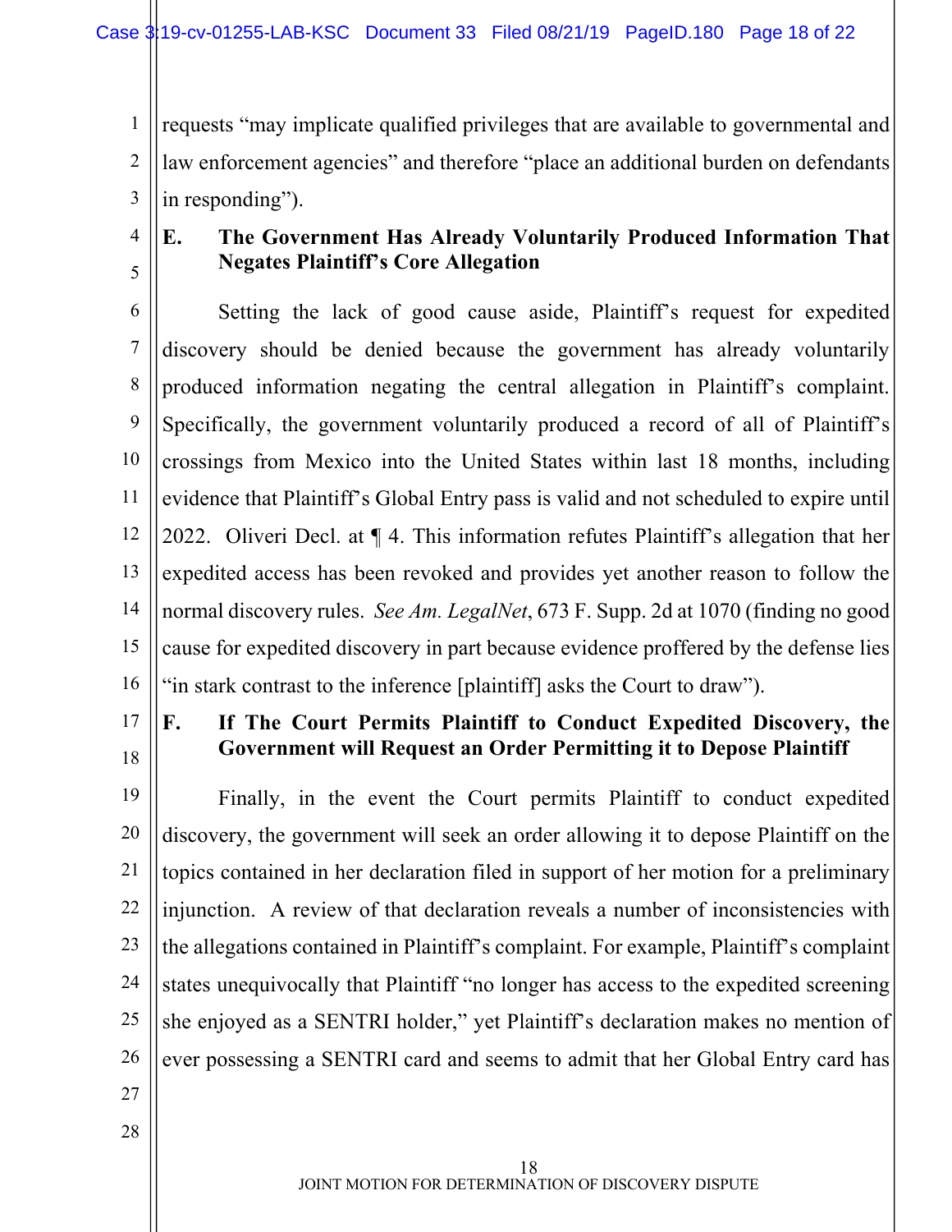requests "may implicate qualified privileges that are available to governmental and law enforcement agencies" and therefore "place an additional burden on defendants in responding").

### E. The Government Has Already Voluntarily Produced Information That Negates Plaintiff's Core Allegation

Setting the lack of good cause aside, Plaintiff's request for expedited discovery should be denied because the government has already voluntarily produced information negating the central allegation in Plaintiff's complaint. Specifically, the government voluntarily produced a record of all of Plaintiff's crossings from Mexico into the United States within last 18 months, including evidence that Plaintiff's Global Entry pass is valid and not scheduled to expire until 2022. Oliveri Decl. at ¶ 4. This information refutes Plaintiff's allegation that her expedited access has been revoked and provides yet another reason to follow the normal discovery rules. *See Am. LegalNet*, 673 F. Supp. 2d at 1070 (finding no good cause for expedited discovery in part because evidence proffered by the defense lies "in stark contrast to the inference [plaintiff] asks the Court to draw").

### F. If The Court Permits Plaintiff to Conduct Expedited Discovery, the Government will Request an Order Permitting it to Depose Plaintiff

Finally, in the event the Court permits Plaintiff to conduct expedited discovery, the government will seek an order allowing it to depose Plaintiff on the topics contained in her declaration filed in support of her motion for a preliminary injunction. A review of that declaration reveals a number of inconsistencies with the allegations contained in Plaintiff's complaint. For example, Plaintiff's complaint states unequivocally that Plaintiff "no longer has access to the expedited screening she enjoyed as a SENTRI holder," yet Plaintiff's declaration makes no mention of ever possessing a SENTRI card and seems to admit that her Global Entry card has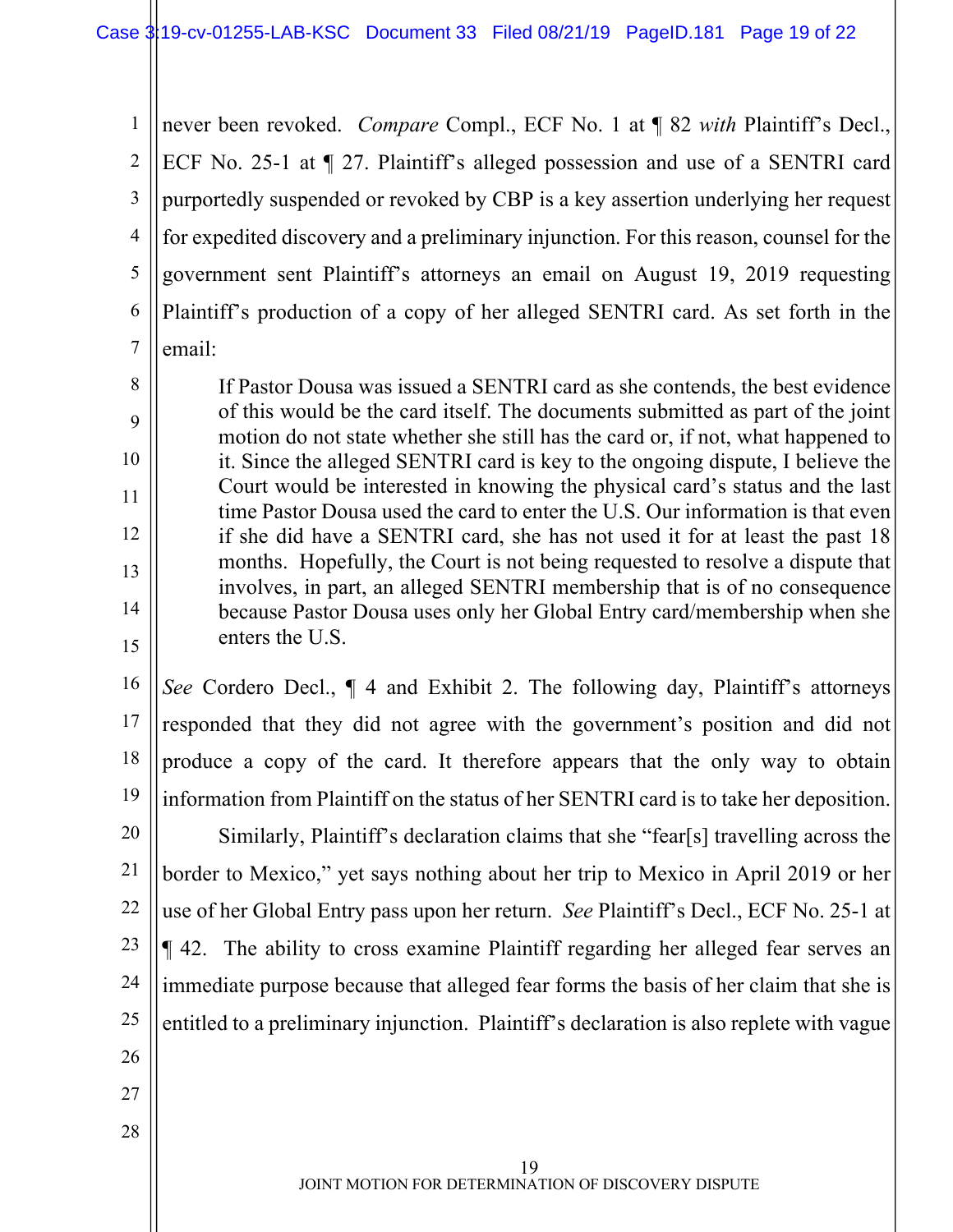never been revoked. *Compare* Compl., ECF No. 1 at ¶ 82 *with* Plaintiff's Decl., ECF No. 25-1 at ¶ 27. Plaintiff's alleged possession and use of a SENTRI card purportedly suspended or revoked by CBP is a key assertion underlying her request for expedited discovery and a preliminary injunction. For this reason, counsel for the government sent Plaintiff's attorneys an email on August 19, 2019 requesting Plaintiff's production of a copy of her alleged SENTRI card. As set forth in the email:

> If Pastor Dousa was issued a SENTRI card as she contends, the best evidence of this would be the card itself. The documents submitted as part of the joint motion do not state whether she still has the card or, if not, what happened to it. Since the alleged SENTRI card is key to the ongoing dispute, I believe the Court would be interested in knowing the physical card's status and the last time Pastor Dousa used the card to enter the U.S. Our information is that even if she did have a SENTRI card, she has not used it for at least the past 18 months. Hopefully, the Court is not being requested to resolve a dispute that involves, in part, an alleged SENTRI membership that is of no consequence because Pastor Dousa uses only her Global Entry card/membership when she enters the U.S.

*See* Cordero Decl., ¶ 4 and Exhibit 2. The following day, Plaintiff's attorneys responded that they did not agree with the government's position and did not produce a copy of the card. It therefore appears that the only way to obtain information from Plaintiff on the status of her SENTRI card is to take her deposition.

Similarly, Plaintiff's declaration claims that she "fear[s] travelling across the border to Mexico," yet says nothing about her trip to Mexico in April 2019 or her use of her Global Entry pass upon her return. *See* Plaintiff's Decl., ECF No. 25-1 at ¶ 42. The ability to cross examine Plaintiff regarding her alleged fear serves an immediate purpose because that alleged fear forms the basis of her claim that she is entitled to a preliminary injunction. Plaintiff's declaration is also replete with vague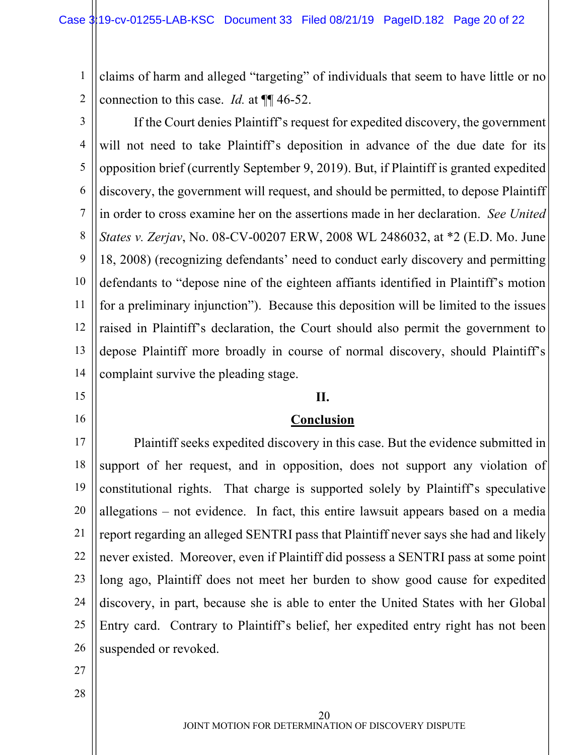claims of harm and alleged "targeting" of individuals that seem to have little or no connection to this case. *Id.* at ¶¶ 46-52.

If the Court denies Plaintiff's request for expedited discovery, the government will not need to take Plaintiff's deposition in advance of the due date for its opposition brief (currently September 9, 2019). But, if Plaintiff is granted expedited discovery, the government will request, and should be permitted, to depose Plaintiff in order to cross examine her on the assertions made in her declaration. *See United States v. Zerjav*, No. 08-CV-00207 ERW, 2008 WL 2486032, at *2 (E.D. Mo. June 18, 2008) (recognizing defendants' need to conduct early discovery and permitting defendants to "depose nine of the eighteen affiants identified in Plaintiff's motion for a preliminary injunction"). Because this deposition will be limited to the issues raised in Plaintiff's declaration, the Court should also permit the government to depose Plaintiff more broadly in course of normal discovery, should Plaintiff's complaint survive the pleading stage.

## II.

## Conclusion

Plaintiff seeks expedited discovery in this case. But the evidence submitted in support of her request, and in opposition, does not support any violation of constitutional rights. That charge is supported solely by Plaintiff's speculative allegations – not evidence. In fact, this entire lawsuit appears based on a media report regarding an alleged SENTRI pass that Plaintiff never says she had and likely never existed. Moreover, even if Plaintiff did possess a SENTRI pass at some point long ago, Plaintiff does not meet her burden to show good cause for expedited discovery, in part, because she is able to enter the United States with her Global Entry card. Contrary to Plaintiff's belief, her expedited entry right has not been suspended or revoked.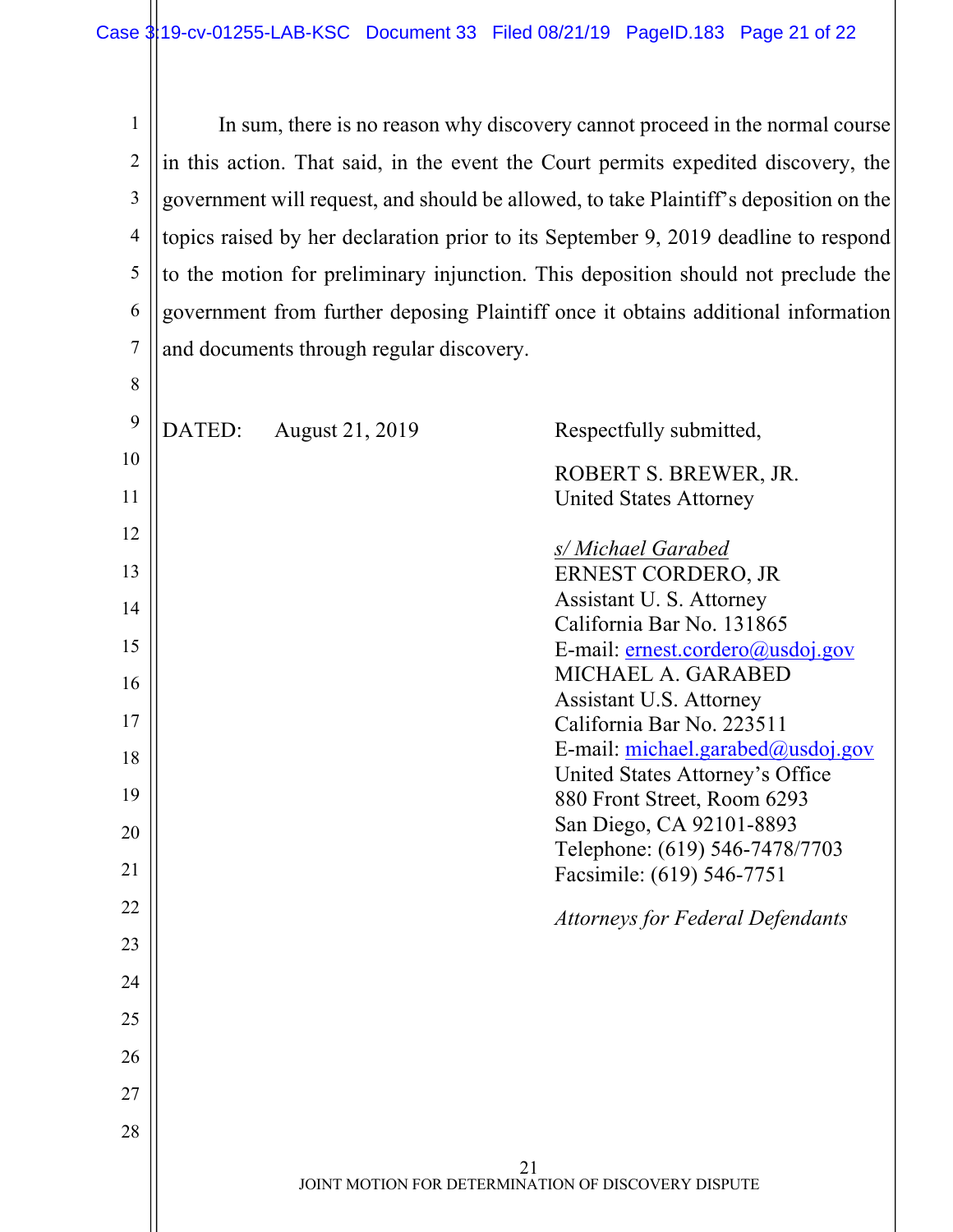In sum, there is no reason why discovery cannot proceed in the normal course in this action. That said, in the event the Court permits expedited discovery, the government will request, and should be allowed, to take Plaintiff's deposition on the topics raised by her declaration prior to its September 9, 2019 deadline to respond to the motion for preliminary injunction. This deposition should not preclude the government from further deposing Plaintiff once it obtains additional information and documents through regular discovery.

DATED: August 21, 2019

Respectfully submitted,

ROBERT S. BREWER, JR.
United States Attorney

*s/ Michael Garabed*
ERNEST CORDERO, JR
Assistant U. S. Attorney
California Bar No. 131865
E-mail: ernest.cordero@usdoj.gov
MICHAEL A. GARABED
Assistant U.S. Attorney
California Bar No. 223511
E-mail: michael.garabed@usdoj.gov
United States Attorney's Office
880 Front Street, Room 6293
San Diego, CA 92101-8893
Telephone: (619) 546-7478/7703
Facsimile: (619) 546-7751

*Attorneys for Federal Defendants*

JOINT MOTION FOR DETERMINATION OF DISCOVERY DISPUTE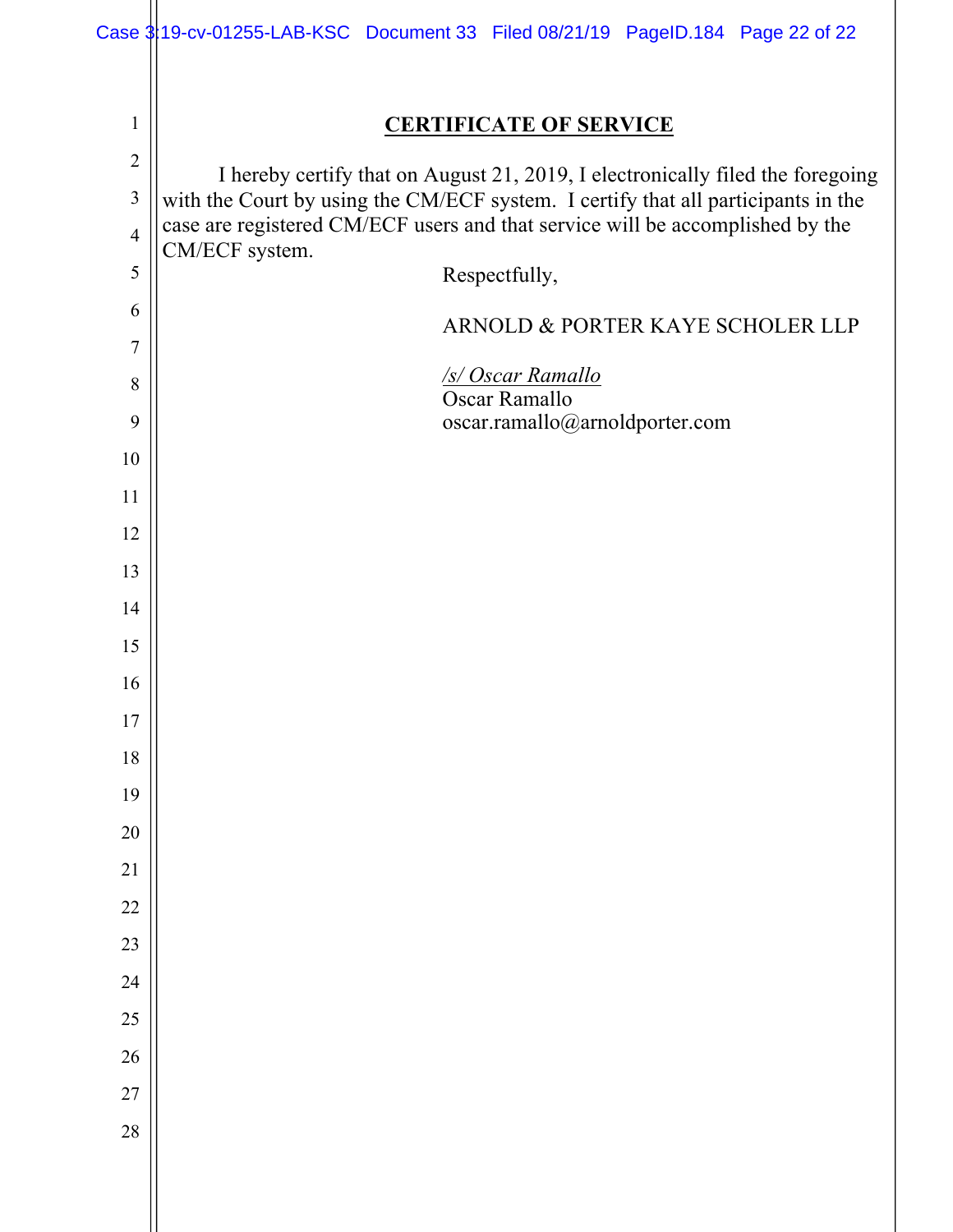## CERTIFICATE OF SERVICE

I hereby certify that on August 21, 2019, I electronically filed the foregoing with the Court by using the CM/ECF system. I certify that all participants in the case are registered CM/ECF users and that service will be accomplished by the CM/ECF system.

Respectfully,

ARNOLD & PORTER KAYE SCHOLER LLP

*/s/ Oscar Ramallo*
Oscar Ramallo
oscar.ramallo@arnoldporter.com